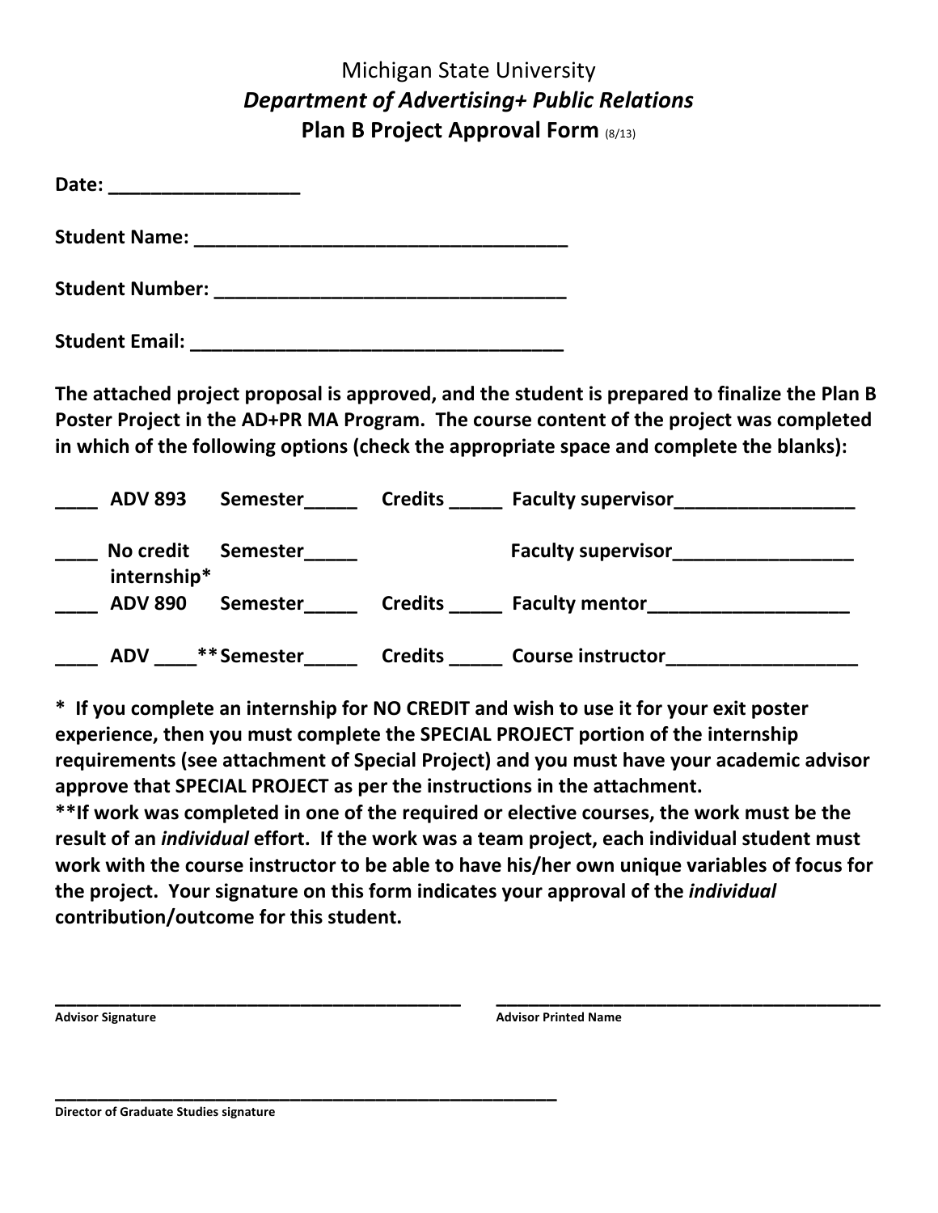# Michigan State University

## *Department of Advertising+ Public Relations*

## Plan B Project Approval Form (8/13)

**Date: ___________________**

**Student Name: ____________________________________**

**Student Number: __________________________________**

**Student Email: ____________________________________**

**The attached project proposal is approved, and the student is prepared to finalize the Plan B Poster Project in the AD+PR MA Program. The course content of the project was completed in which of the following options (check the appropriate space and complete the blanks):**

**____ ADV 893 Semester_____ Credits _____ Faculty supervisor_________________**

**____ No credit internship* Semester_____ Faculty supervisor_________________**

**____ ADV 890 Semester_____ Credits _____ Faculty mentor___________________**

**____ ADV ____** Semester_____ Credits _____ Course instructor__________________**

**\* If you complete an internship for NO CREDIT and wish to use it for your exit poster experience, then you must complete the SPECIAL PROJECT portion of the internship requirements (see attachment of Special Project) and you must have your academic advisor approve that SPECIAL PROJECT as per the instructions in the attachment.**

**\*\*If work was completed in one of the required or elective courses, the work must be the result of an *individual* effort. If the work was a team project, each individual student must work with the course instructor to be able to have his/her own unique variables of focus for the project. Your signature on this form indicates your approval of the *individual* contribution/outcome for this student.**

________________________________________ ________________________________________

**Advisor Signature** **Advisor Printed Name**

________________________________________________________

**Director of Graduate Studies signature**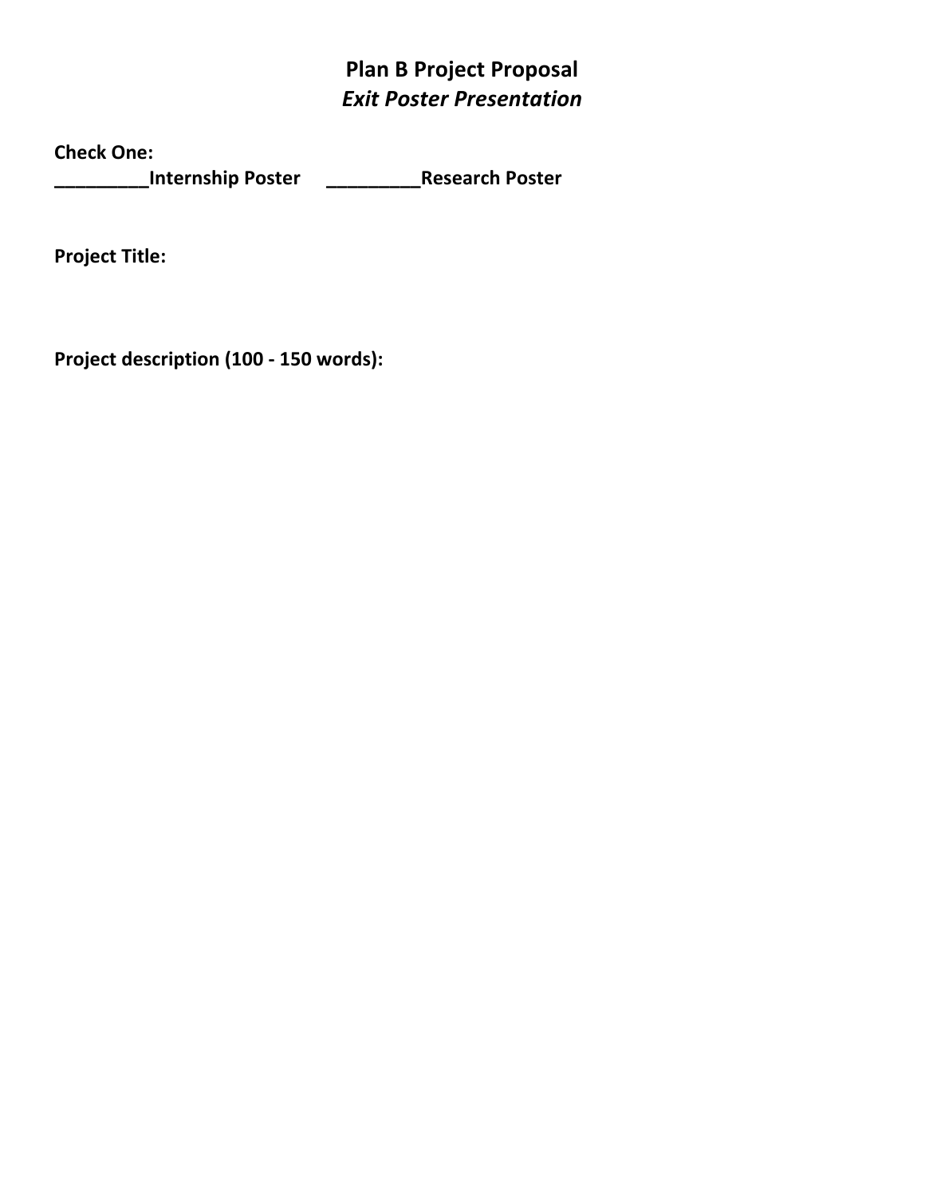# Plan B Project Proposal
## *Exit Poster Presentation*

**Check One:**

**_________Internship Poster _________Research Poster**

**Project Title:**

**Project description (100 - 150 words):**